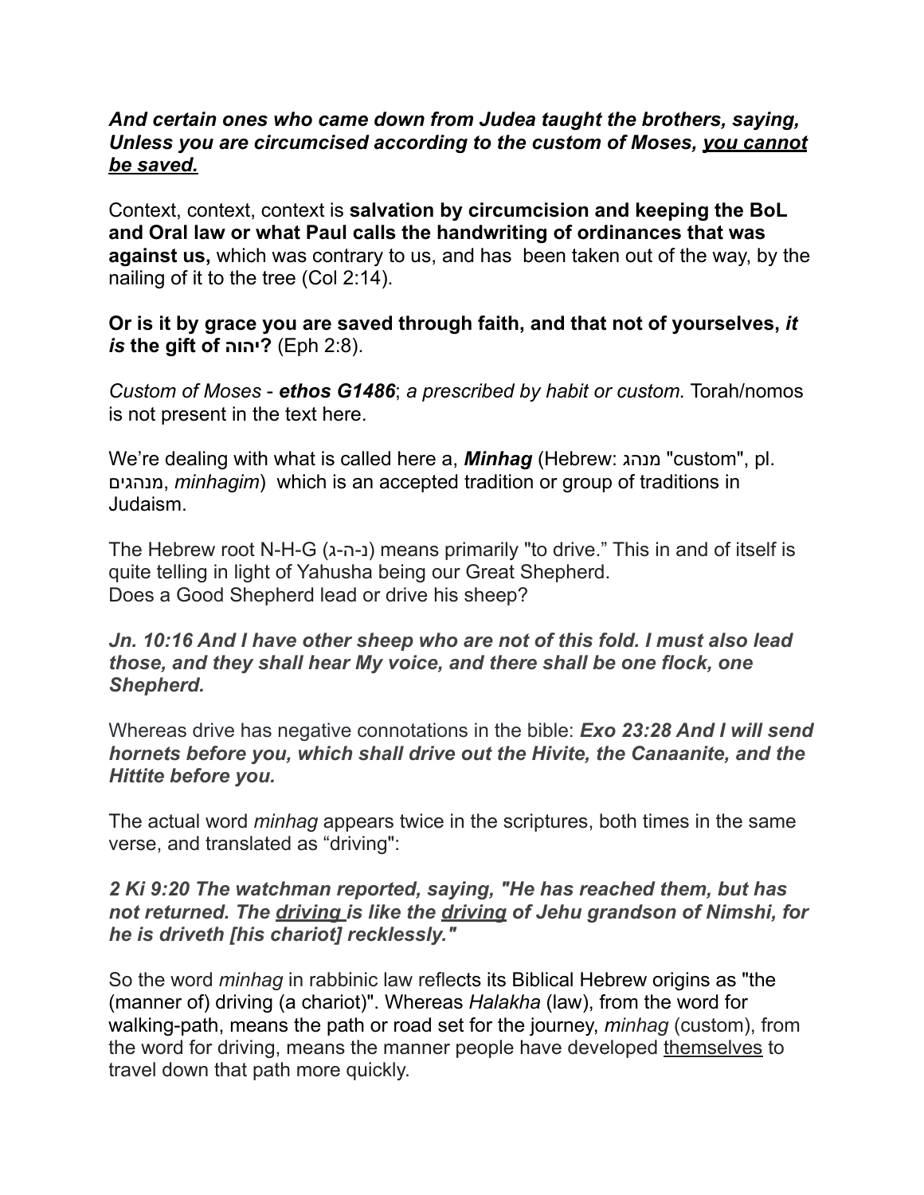***And certain ones who came down from Judea taught the brothers, saying, Unless you are circumcised according to the custom of Moses, <u>you cannot be saved.</u>***

Context, context, context is **salvation by circumcision and keeping the BoL and Oral law or what Paul calls the handwriting of ordinances that was against us,** which was contrary to us, and has been taken out of the way, by the nailing of it to the tree (Col 2:14).

**Or is it by grace you are saved through faith, and that not of yourselves, *it is* the gift of יהוה?** (Eph 2:8).

*Custom of Moses* - ***ethos G1486***; *a prescribed by habit or custom.* Torah/nomos is not present in the text here.

We're dealing with what is called here a, ***Minhag*** (Hebrew: מנהג "custom", pl. מנהגים, *minhagim*) which is an accepted tradition or group of traditions in Judaism.

The Hebrew root N-H-G (נ-ה-ג) means primarily "to drive." This in and of itself is quite telling in light of Yahusha being our Great Shepherd. Does a Good Shepherd lead or drive his sheep?

***Jn. 10:16 And I have other sheep who are not of this fold. I must also lead those, and they shall hear My voice, and there shall be one flock, one Shepherd.***

Whereas drive has negative connotations in the bible: ***Exo 23:28 And I will send hornets before you, which shall drive out the Hivite, the Canaanite, and the Hittite before you.***

The actual word *minhag* appears twice in the scriptures, both times in the same verse, and translated as "driving":

***2 Ki 9:20 The watchman reported, saying, "He has reached them, but has not returned. The <u>driving</u> is like the <u>driving</u> of Jehu grandson of Nimshi, for he is driveth [his chariot] recklessly."***

So the word *minhag* in rabbinic law reflects its Biblical Hebrew origins as "the (manner of) driving (a chariot)". Whereas *Halakha* (law), from the word for walking-path, means the path or road set for the journey, *minhag* (custom), from the word for driving, means the manner people have developed <u>themselves</u> to travel down that path more quickly.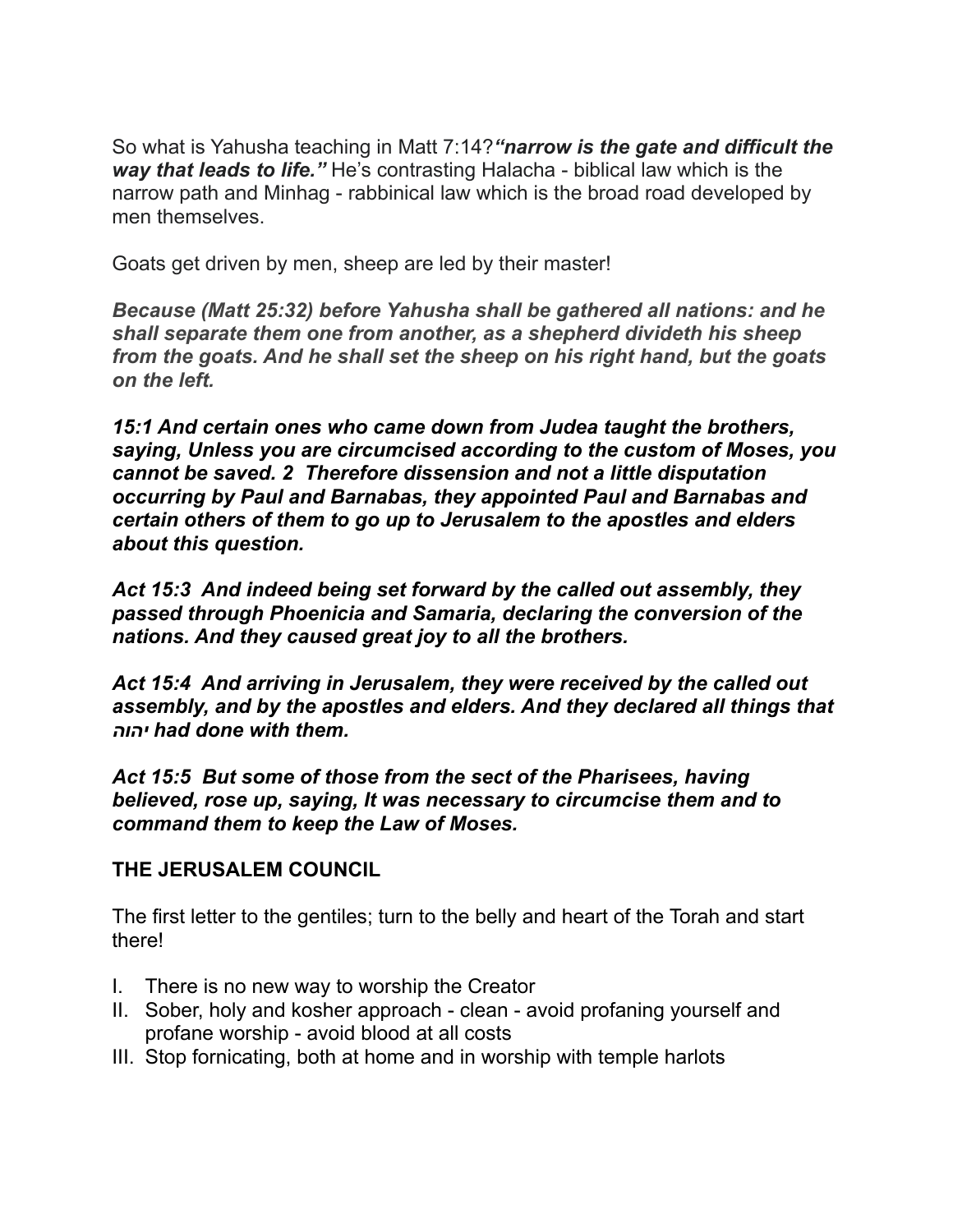So what is Yahusha teaching in Matt 7:14?***"narrow is the gate and difficult the way that leads to life."*** He's contrasting Halacha - biblical law which is the narrow path and Minhag - rabbinical law which is the broad road developed by men themselves.

Goats get driven by men, sheep are led by their master!

***Because (Matt 25:32) before Yahusha shall be gathered all nations: and he shall separate them one from another, as a shepherd divideth his sheep from the goats. And he shall set the sheep on his right hand, but the goats on the left.***

***15:1 And certain ones who came down from Judea taught the brothers, saying, Unless you are circumcised according to the custom of Moses, you cannot be saved. 2 Therefore dissension and not a little disputation occurring by Paul and Barnabas, they appointed Paul and Barnabas and certain others of them to go up to Jerusalem to the apostles and elders about this question.***

***Act 15:3 And indeed being set forward by the called out assembly, they passed through Phoenicia and Samaria, declaring the conversion of the nations. And they caused great joy to all the brothers.***

***Act 15:4 And arriving in Jerusalem, they were received by the called out assembly, and by the apostles and elders. And they declared all things that יהוה had done with them.***

***Act 15:5 But some of those from the sect of the Pharisees, having believed, rose up, saying, It was necessary to circumcise them and to command them to keep the Law of Moses.***

**THE JERUSALEM COUNCIL**

The first letter to the gentiles; turn to the belly and heart of the Torah and start there!

I. There is no new way to worship the Creator
II. Sober, holy and kosher approach - clean - avoid profaning yourself and profane worship - avoid blood at all costs
III. Stop fornicating, both at home and in worship with temple harlots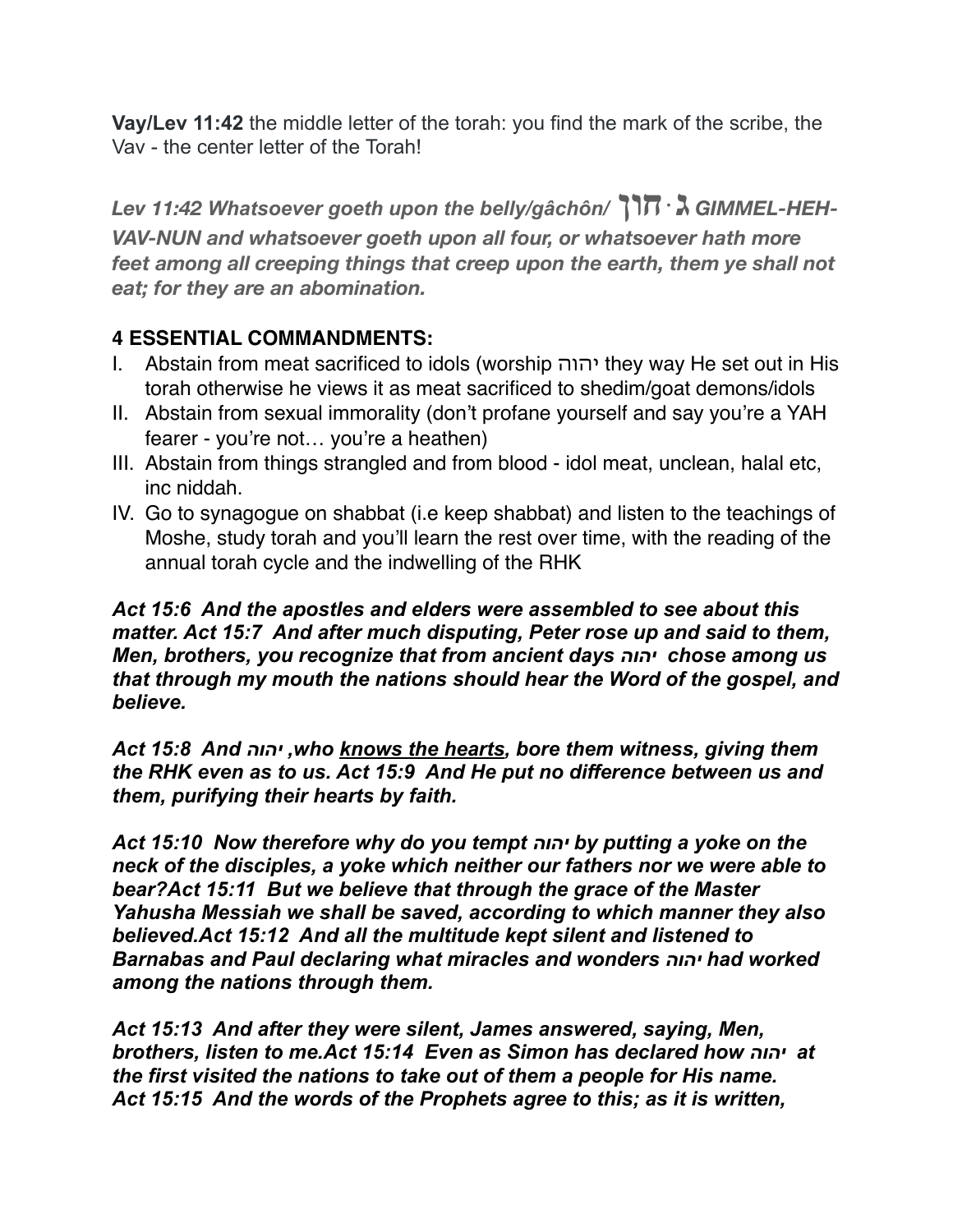**Vay/Lev 11:42** the middle letter of the torah: you find the mark of the scribe, the Vav - the center letter of the Torah!

***Lev 11:42 Whatsoever goeth upon the belly/gâchôn/ גּחוֹן GIMMEL-HEH-VAV-NUN and whatsoever goeth upon all four, or whatsoever hath more feet among all creeping things that creep upon the earth, them ye shall not eat; for they are an abomination.***

**4 ESSENTIAL COMMANDMENTS:**

I. Abstain from meat sacrificed to idols (worship יהוה they way He set out in His torah otherwise he views it as meat sacrificed to shedim/goat demons/idols
II. Abstain from sexual immorality (don't profane yourself and say you're a YAH fearer - you're not… you're a heathen)
III. Abstain from things strangled and from blood - idol meat, unclean, halal etc, inc niddah.
IV. Go to synagogue on shabbat (i.e keep shabbat) and listen to the teachings of Moshe, study torah and you'll learn the rest over time, with the reading of the annual torah cycle and the indwelling of the RHK

***Act 15:6 And the apostles and elders were assembled to see about this matter. Act 15:7 And after much disputing, Peter rose up and said to them, Men, brothers, you recognize that from ancient days יהוה chose among us that through my mouth the nations should hear the Word of the gospel, and believe.***

***Act 15:8 And יהוה ,who <u>knows the hearts</u>, bore them witness, giving them the RHK even as to us. Act 15:9 And He put no difference between us and them, purifying their hearts by faith.***

***Act 15:10 Now therefore why do you tempt יהוה by putting a yoke on the neck of the disciples, a yoke which neither our fathers nor we were able to bear?Act 15:11 But we believe that through the grace of the Master Yahusha Messiah we shall be saved, according to which manner they also believed.Act 15:12 And all the multitude kept silent and listened to Barnabas and Paul declaring what miracles and wonders יהוה had worked among the nations through them.***

***Act 15:13 And after they were silent, James answered, saying, Men, brothers, listen to me.Act 15:14 Even as Simon has declared how יהוה at the first visited the nations to take out of them a people for His name. Act 15:15 And the words of the Prophets agree to this; as it is written,***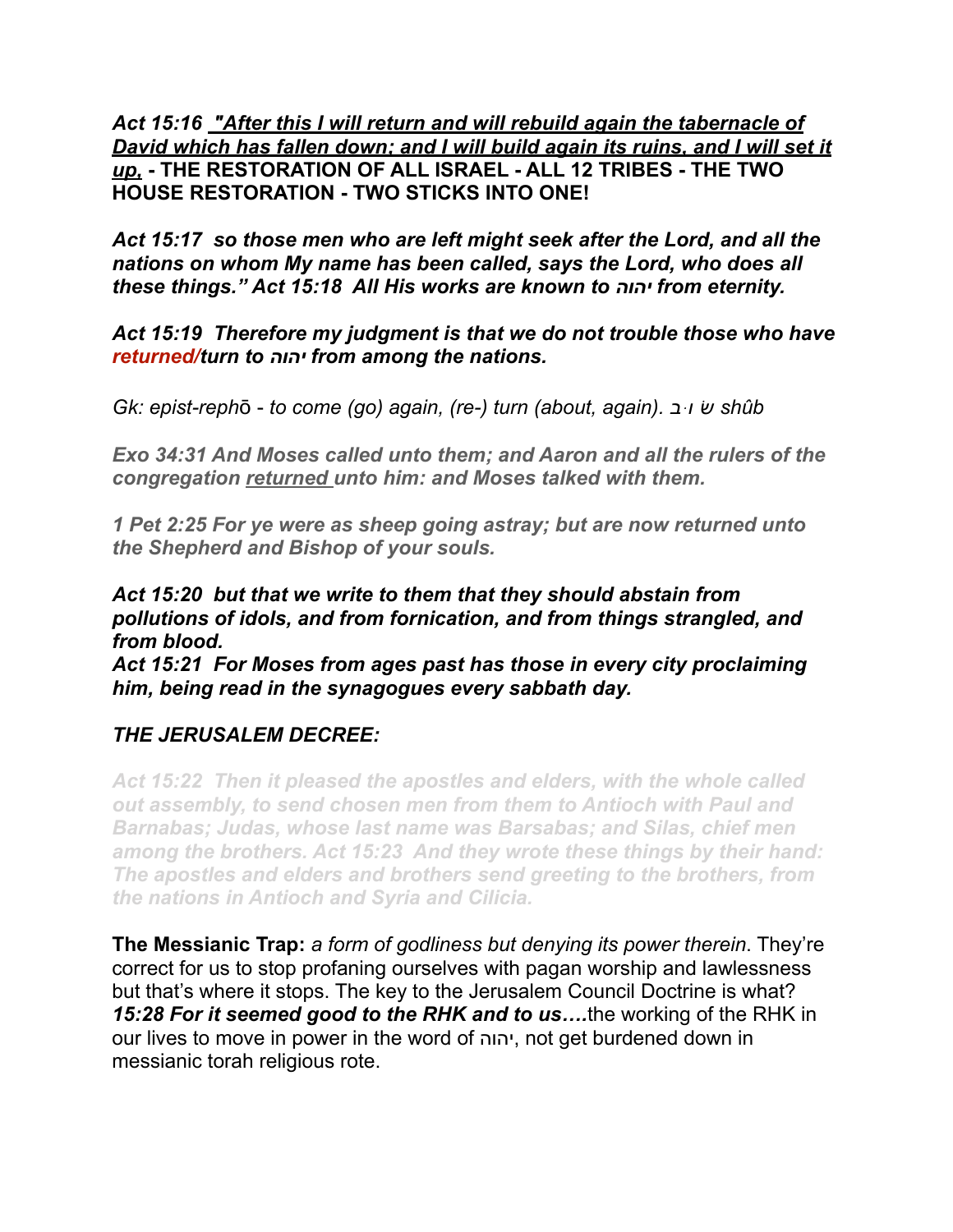***Act 15:16*** ***<u>"After this I will return and will rebuild again the tabernacle of David which has fallen down; and I will build again its ruins, and I will set it up,</u>*** **- THE RESTORATION OF ALL ISRAEL - ALL 12 TRIBES - THE TWO HOUSE RESTORATION - TWO STICKS INTO ONE!**

***Act 15:17 so those men who are left might seek after the Lord, and all the nations on whom My name has been called, says the Lord, who does all these things." Act 15:18 All His works are known to יהוה from eternity.***

***Act 15:19 Therefore my judgment is that we do not trouble those who have returned/turn to יהוה from among the nations.***

*Gk: epist-rephō - to come (go) again, (re-) turn (about, again). שׁ·וּ·ב shûb*

***Exo 34:31 And Moses called unto them; and Aaron and all the rulers of the congregation <u>returned</u> unto him: and Moses talked with them.***

***1 Pet 2:25 For ye were as sheep going astray; but are now returned unto the Shepherd and Bishop of your souls.***

***Act 15:20 but that we write to them that they should abstain from pollutions of idols, and from fornication, and from things strangled, and from blood.***
***Act 15:21 For Moses from ages past has those in every city proclaiming him, being read in the synagogues every sabbath day.***

***THE JERUSALEM DECREE:***

***Act 15:22 Then it pleased the apostles and elders, with the whole called out assembly, to send chosen men from them to Antioch with Paul and Barnabas; Judas, whose last name was Barsabas; and Silas, chief men among the brothers. Act 15:23 And they wrote these things by their hand: The apostles and elders and brothers send greeting to the brothers, from the nations in Antioch and Syria and Cilicia.***

**The Messianic Trap:** *a form of godliness but denying its power therein*. They're correct for us to stop profaning ourselves with pagan worship and lawlessness but that's where it stops. The key to the Jerusalem Council Doctrine is what? ***15:28 For it seemed good to the RHK and to us….***the working of the RHK in our lives to move in power in the word of יהוה, not get burdened down in messianic torah religious rote.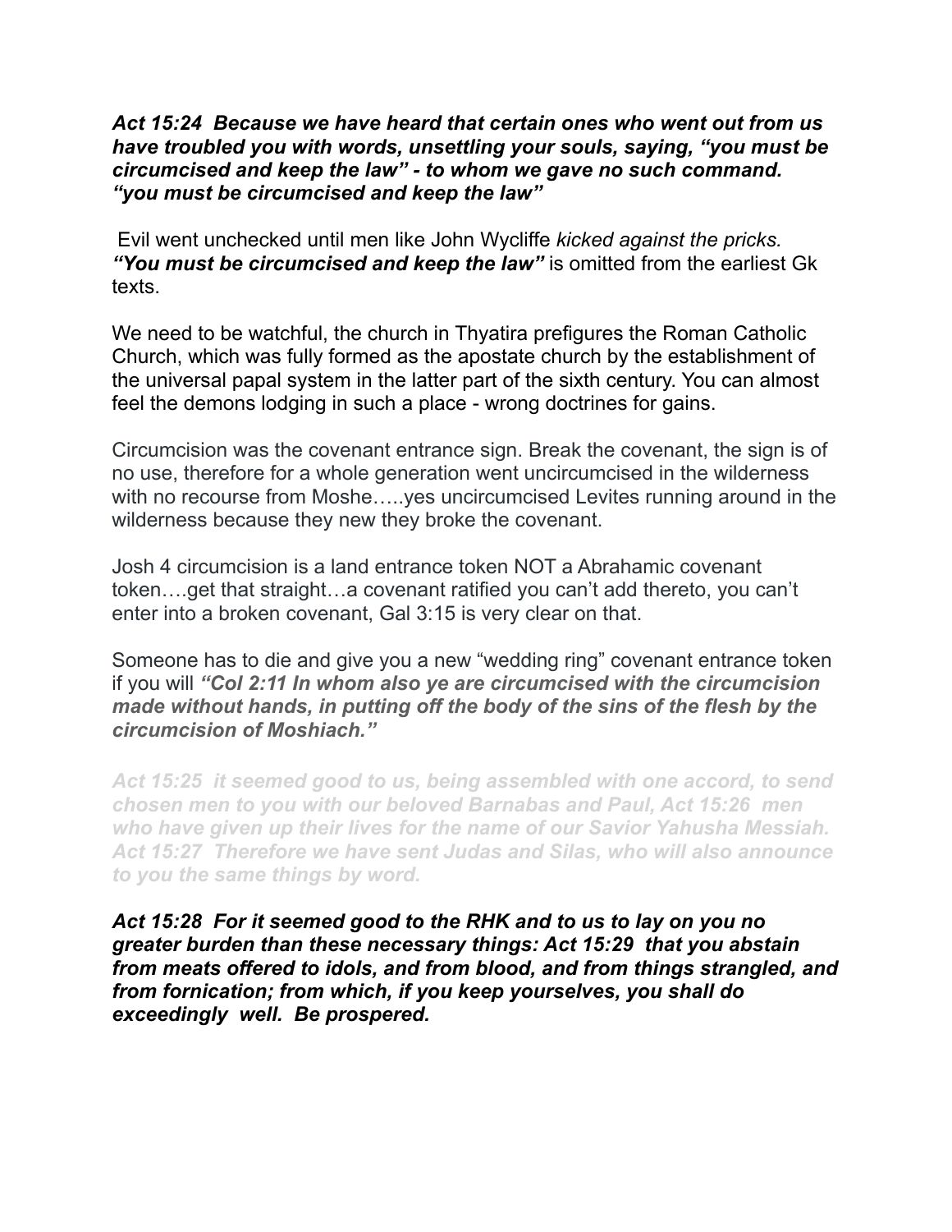***Act 15:24  Because we have heard that certain ones who went out from us have troubled you with words, unsettling your souls, saying, "you must be circumcised and keep the law" - to whom we gave no such command. "you must be circumcised and keep the law"***

Evil went unchecked until men like John Wycliffe *kicked against the pricks.* ***"You must be circumcised and keep the law"*** is omitted from the earliest Gk texts.

We need to be watchful, the church in Thyatira prefigures the Roman Catholic Church, which was fully formed as the apostate church by the establishment of the universal papal system in the latter part of the sixth century. You can almost feel the demons lodging in such a place - wrong doctrines for gains.

Circumcision was the covenant entrance sign. Break the covenant, the sign is of no use, therefore for a whole generation went uncircumcised in the wilderness with no recourse from Moshe…..yes uncircumcised Levites running around in the wilderness because they new they broke the covenant.

Josh 4 circumcision is a land entrance token NOT a Abrahamic covenant token….get that straight…a covenant ratified you can't add thereto, you can't enter into a broken covenant, Gal 3:15 is very clear on that.

Someone has to die and give you a new "wedding ring" covenant entrance token if you will ***"Col 2:11 In whom also ye are circumcised with the circumcision made without hands, in putting off the body of the sins of the flesh by the circumcision of Moshiach."***

***Act 15:25  it seemed good to us, being assembled with one accord, to send chosen men to you with our beloved Barnabas and Paul, Act 15:26  men who have given up their lives for the name of our Savior Yahusha Messiah. Act 15:27  Therefore we have sent Judas and Silas, who will also announce to you the same things by word.***

***Act 15:28  For it seemed good to the RHK and to us to lay on you no greater burden than these necessary things: Act 15:29  that you abstain from meats offered to idols, and from blood, and from things strangled, and from fornication; from which, if you keep yourselves, you shall do exceedingly  well.  Be prospered.***